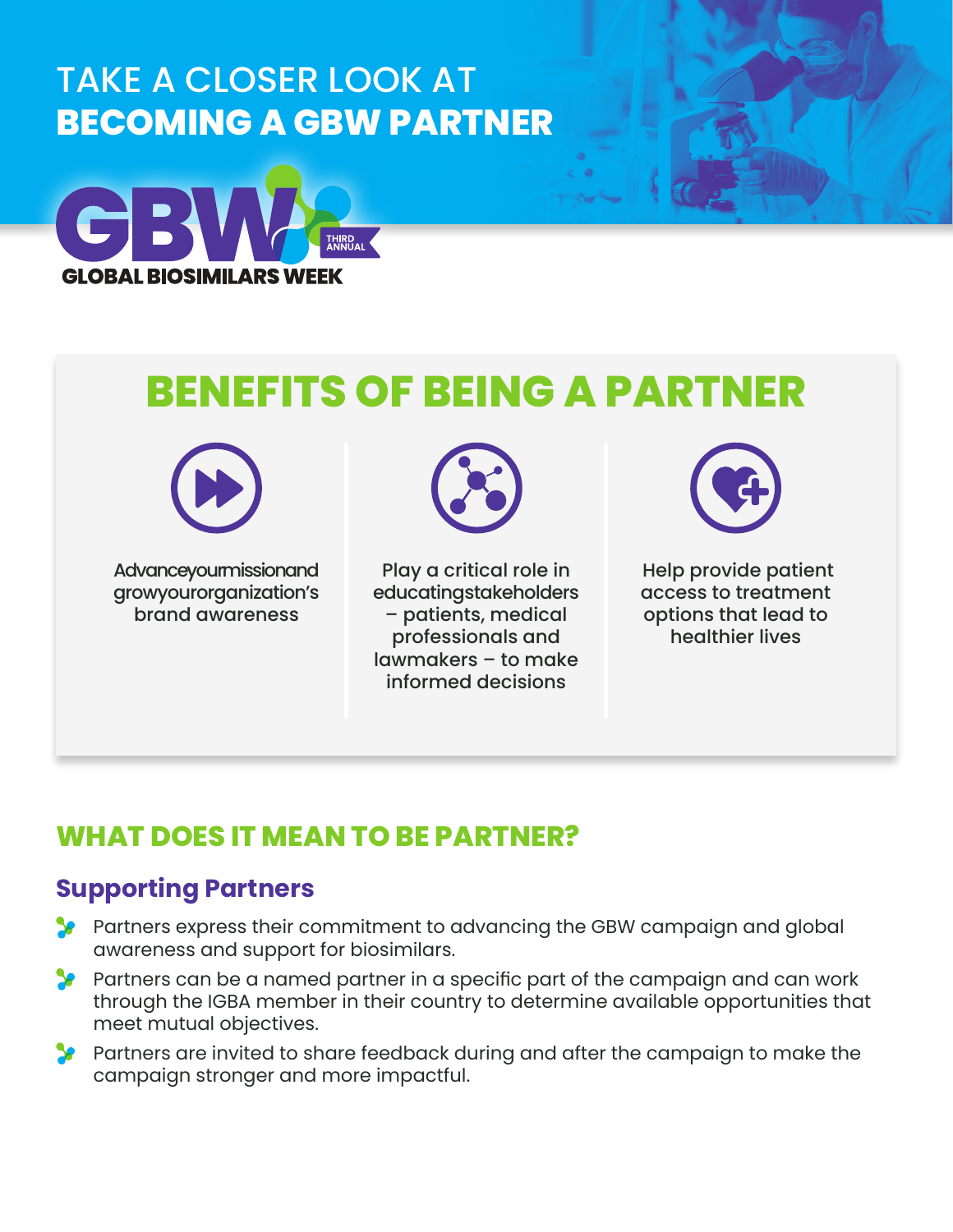# TAKE A CLOSER LOOK AT **BECOMING A GBW PARTNER**

GBW THIRD ANNUAL

GLOBAL BIOSIMILARS WEEK

## BENEFITS OF BEING A PARTNER

Advance your mission and grow your organization's brand awareness

Play a critical role in educating stakeholders – patients, medical professionals and lawmakers – to make informed decisions

Help provide patient access to treatment options that lead to healthier lives

## WHAT DOES IT MEAN TO BE PARTNER?

### Supporting Partners

- Partners express their commitment to advancing the GBW campaign and global awareness and support for biosimilars.
- Partners can be a named partner in a specific part of the campaign and can work through the IGBA member in their country to determine available opportunities that meet mutual objectives.
- Partners are invited to share feedback during and after the campaign to make the campaign stronger and more impactful.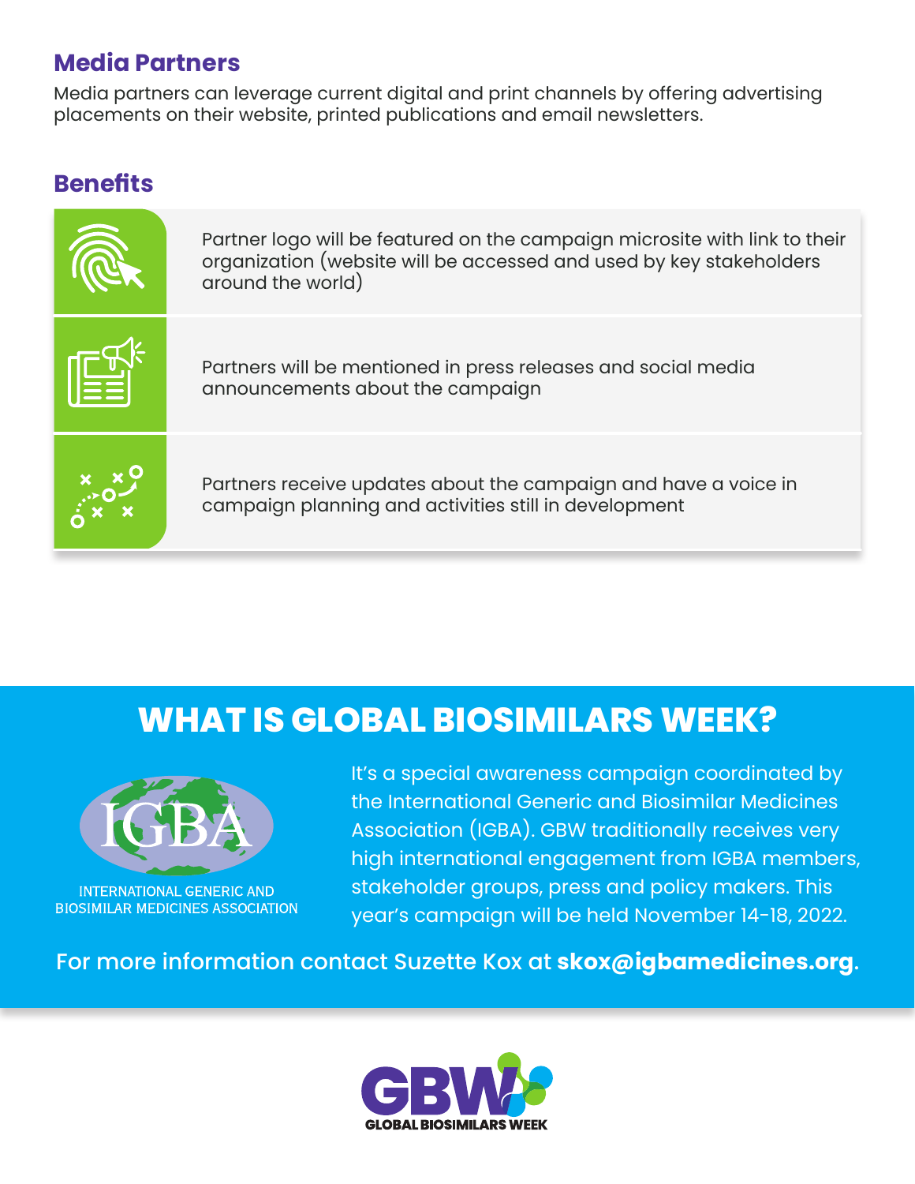## Media Partners

Media partners can leverage current digital and print channels by offering advertising placements on their website, printed publications and email newsletters.

## Benefits

- Partner logo will be featured on the campaign microsite with link to their organization (website will be accessed and used by key stakeholders around the world)
- Partners will be mentioned in press releases and social media announcements about the campaign
- Partners receive updates about the campaign and have a voice in campaign planning and activities still in development

## WHAT IS GLOBAL BIOSIMILARS WEEK?

IGBA

INTERNATIONAL GENERIC AND BIOSIMILAR MEDICINES ASSOCIATION

It's a special awareness campaign coordinated by the International Generic and Biosimilar Medicines Association (IGBA). GBW traditionally receives very high international engagement from IGBA members, stakeholder groups, press and policy makers. This year's campaign will be held November 14-18, 2022.

For more information contact Suzette Kox at **skox@igbamedicines.org**.

GBW

GLOBAL BIOSIMILARS WEEK